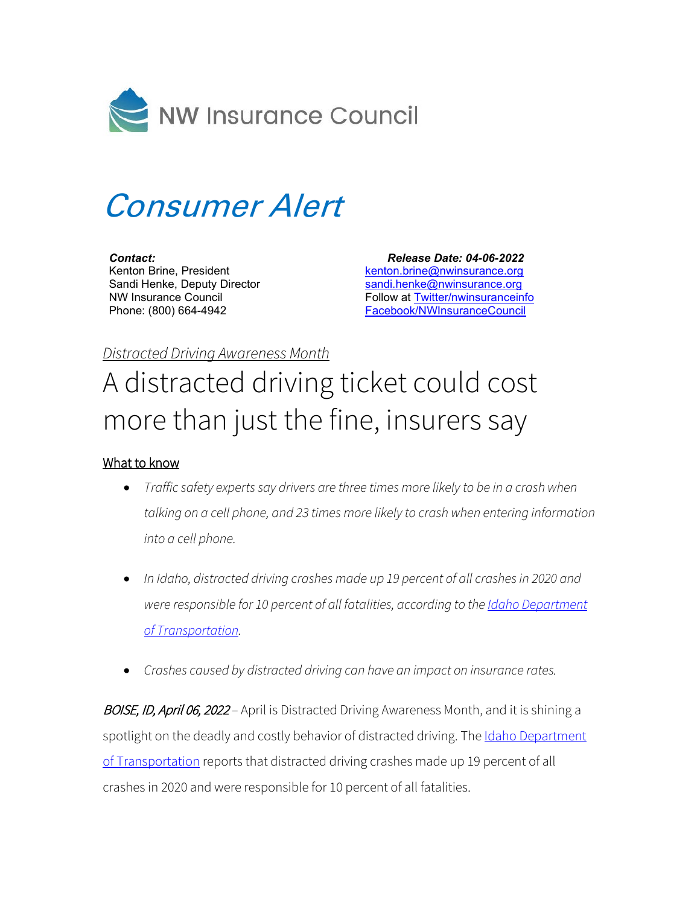NW Insurance Council

# *Consumer Alert*

***Contact:***
Kenton Brine, President
Sandi Henke, Deputy Director
NW Insurance Council
Phone: (800) 664-4942

***Release Date: 04-06-2022***
kenton.brine@nwinsurance.org
sandi.henke@nwinsurance.org
Follow at Twitter/nwinsuranceinfo
Facebook/NWInsuranceCouncil

*Distracted Driving Awareness Month*

# A distracted driving ticket could cost more than just the fine, insurers say

What to know

- *Traffic safety experts say drivers are three times more likely to be in a crash when talking on a cell phone, and 23 times more likely to crash when entering information into a cell phone.*
- *In Idaho, distracted driving crashes made up 19 percent of all crashes in 2020 and were responsible for 10 percent of all fatalities, according to the Idaho Department of Transportation.*
- *Crashes caused by distracted driving can have an impact on insurance rates.*

*BOISE, ID, April 06, 2022* – April is Distracted Driving Awareness Month, and it is shining a spotlight on the deadly and costly behavior of distracted driving. The Idaho Department of Transportation reports that distracted driving crashes made up 19 percent of all crashes in 2020 and were responsible for 10 percent of all fatalities.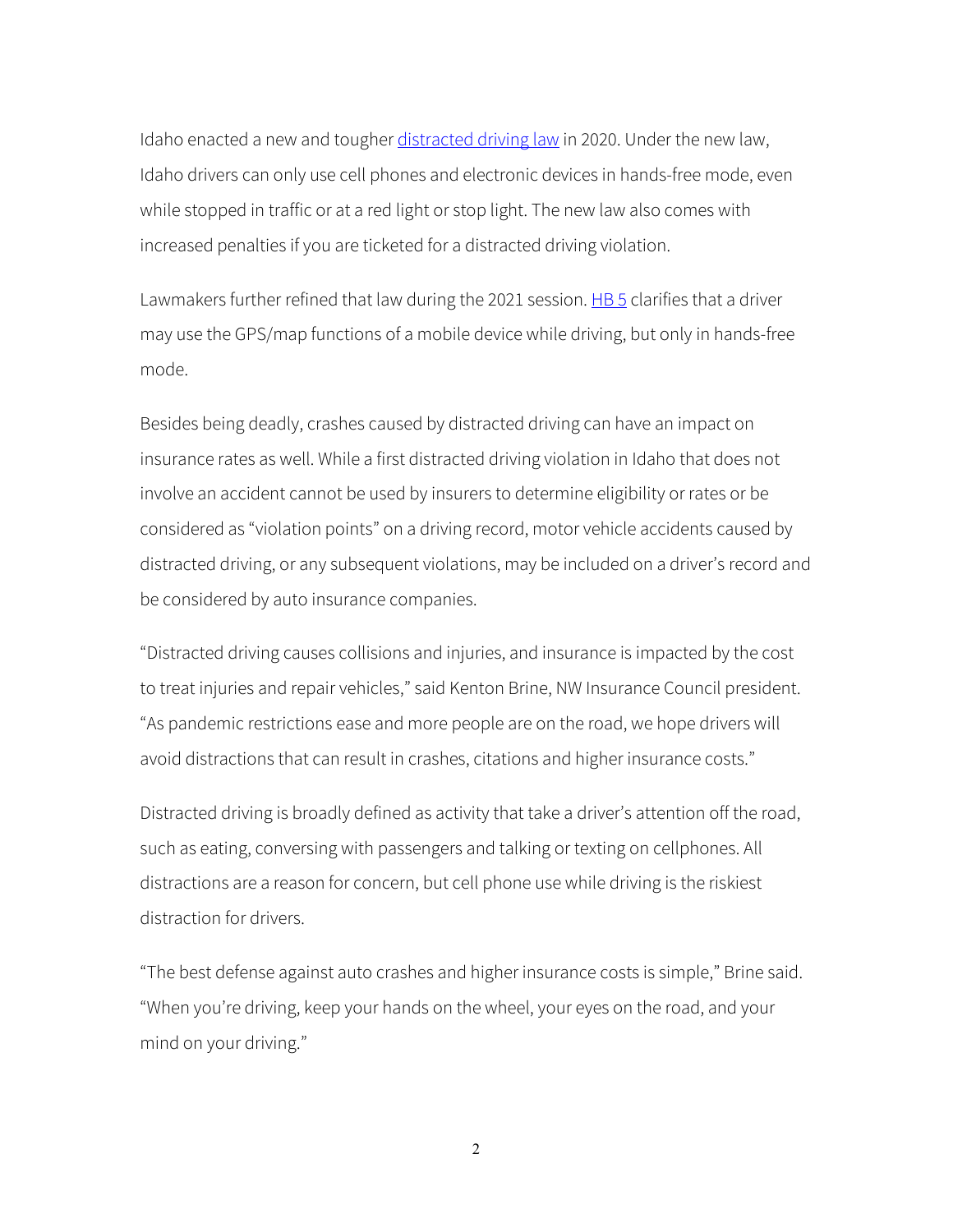Idaho enacted a new and tougher distracted driving law in 2020. Under the new law, Idaho drivers can only use cell phones and electronic devices in hands-free mode, even while stopped in traffic or at a red light or stop light. The new law also comes with increased penalties if you are ticketed for a distracted driving violation.

Lawmakers further refined that law during the 2021 session. HB 5 clarifies that a driver may use the GPS/map functions of a mobile device while driving, but only in hands-free mode.

Besides being deadly, crashes caused by distracted driving can have an impact on insurance rates as well. While a first distracted driving violation in Idaho that does not involve an accident cannot be used by insurers to determine eligibility or rates or be considered as "violation points" on a driving record, motor vehicle accidents caused by distracted driving, or any subsequent violations, may be included on a driver's record and be considered by auto insurance companies.

"Distracted driving causes collisions and injuries, and insurance is impacted by the cost to treat injuries and repair vehicles," said Kenton Brine, NW Insurance Council president. "As pandemic restrictions ease and more people are on the road, we hope drivers will avoid distractions that can result in crashes, citations and higher insurance costs."

Distracted driving is broadly defined as activity that take a driver's attention off the road, such as eating, conversing with passengers and talking or texting on cellphones. All distractions are a reason for concern, but cell phone use while driving is the riskiest distraction for drivers.

"The best defense against auto crashes and higher insurance costs is simple," Brine said. "When you're driving, keep your hands on the wheel, your eyes on the road, and your mind on your driving."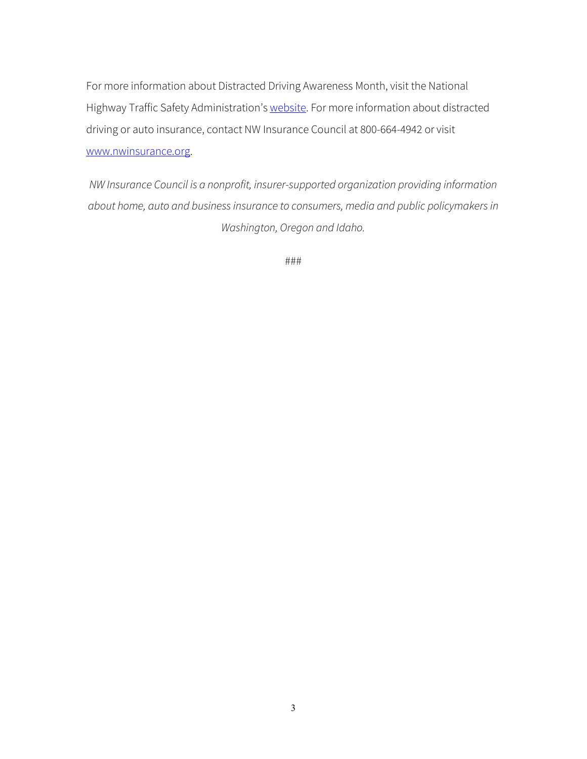For more information about Distracted Driving Awareness Month, visit the National Highway Traffic Safety Administration's website. For more information about distracted driving or auto insurance, contact NW Insurance Council at 800-664-4942 or visit www.nwinsurance.org.

*NW Insurance Council is a nonprofit, insurer-supported organization providing information about home, auto and business insurance to consumers, media and public policymakers in Washington, Oregon and Idaho.*

###